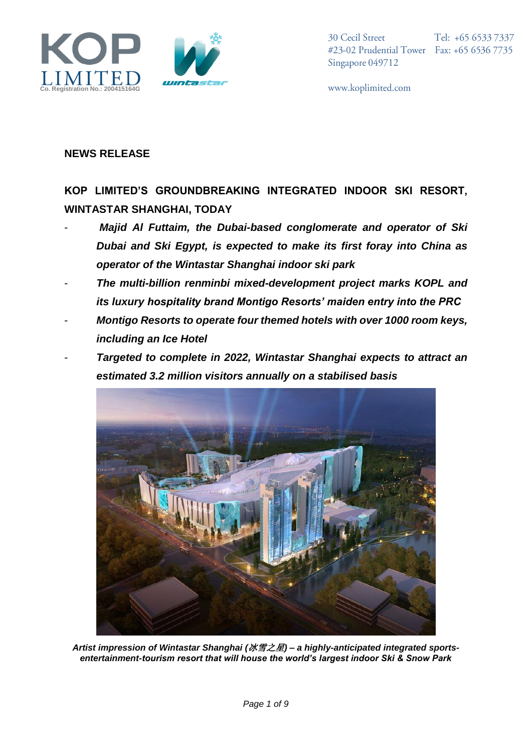KOP LIMITED
Co. Registration No.: 200415164G

wintastar

30 Cecil Street
#23-02 Prudential Tower
Singapore 049712

Tel: +65 6533 7337
Fax: +65 6536 7735

www.koplimited.com

**NEWS RELEASE**

**KOP LIMITED'S GROUNDBREAKING INTEGRATED INDOOR SKI RESORT, WINTASTAR SHANGHAI, TODAY**

- ***Majid Al Futtaim, the Dubai-based conglomerate and operator of Ski Dubai and Ski Egypt, is expected to make its first foray into China as operator of the Wintastar Shanghai indoor ski park***
- ***The multi-billion renminbi mixed-development project marks KOPL and its luxury hospitality brand Montigo Resorts' maiden entry into the PRC***
- ***Montigo Resorts to operate four themed hotels with over 1000 room keys, including an Ice Hotel***
- ***Targeted to complete in 2022, Wintastar Shanghai expects to attract an estimated 3.2 million visitors annually on a stabilised basis***

***Artist impression of Wintastar Shanghai (冰雪之星) – a highly-anticipated integrated sports-entertainment-tourism resort that will house the world's largest indoor Ski & Snow Park***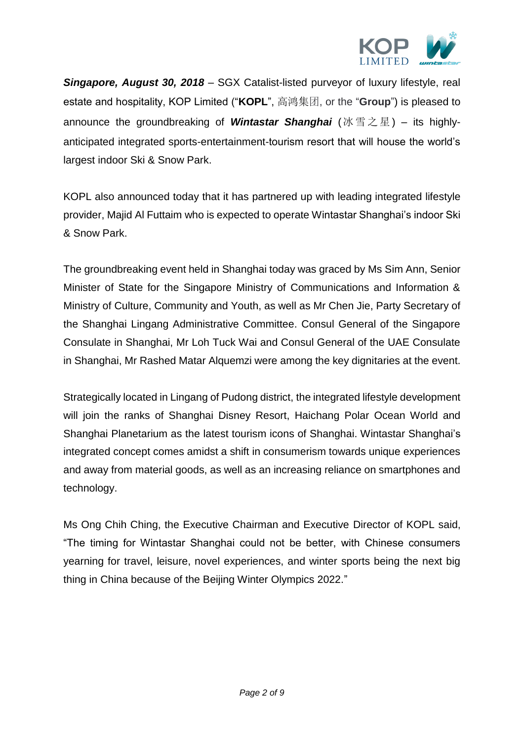***Singapore, August 30, 2018*** – SGX Catalist-listed purveyor of luxury lifestyle, real estate and hospitality, KOP Limited ("**KOPL**", 高鸿集团, or the "**Group**") is pleased to announce the groundbreaking of ***Wintastar Shanghai*** (冰雪之星) – its highly-anticipated integrated sports-entertainment-tourism resort that will house the world's largest indoor Ski & Snow Park.

KOPL also announced today that it has partnered up with leading integrated lifestyle provider, Majid Al Futtaim who is expected to operate Wintastar Shanghai's indoor Ski & Snow Park.

The groundbreaking event held in Shanghai today was graced by Ms Sim Ann, Senior Minister of State for the Singapore Ministry of Communications and Information & Ministry of Culture, Community and Youth, as well as Mr Chen Jie, Party Secretary of the Shanghai Lingang Administrative Committee. Consul General of the Singapore Consulate in Shanghai, Mr Loh Tuck Wai and Consul General of the UAE Consulate in Shanghai, Mr Rashed Matar Alquemzi were among the key dignitaries at the event.

Strategically located in Lingang of Pudong district, the integrated lifestyle development will join the ranks of Shanghai Disney Resort, Haichang Polar Ocean World and Shanghai Planetarium as the latest tourism icons of Shanghai. Wintastar Shanghai's integrated concept comes amidst a shift in consumerism towards unique experiences and away from material goods, as well as an increasing reliance on smartphones and technology.

Ms Ong Chih Ching, the Executive Chairman and Executive Director of KOPL said, "The timing for Wintastar Shanghai could not be better, with Chinese consumers yearning for travel, leisure, novel experiences, and winter sports being the next big thing in China because of the Beijing Winter Olympics 2022."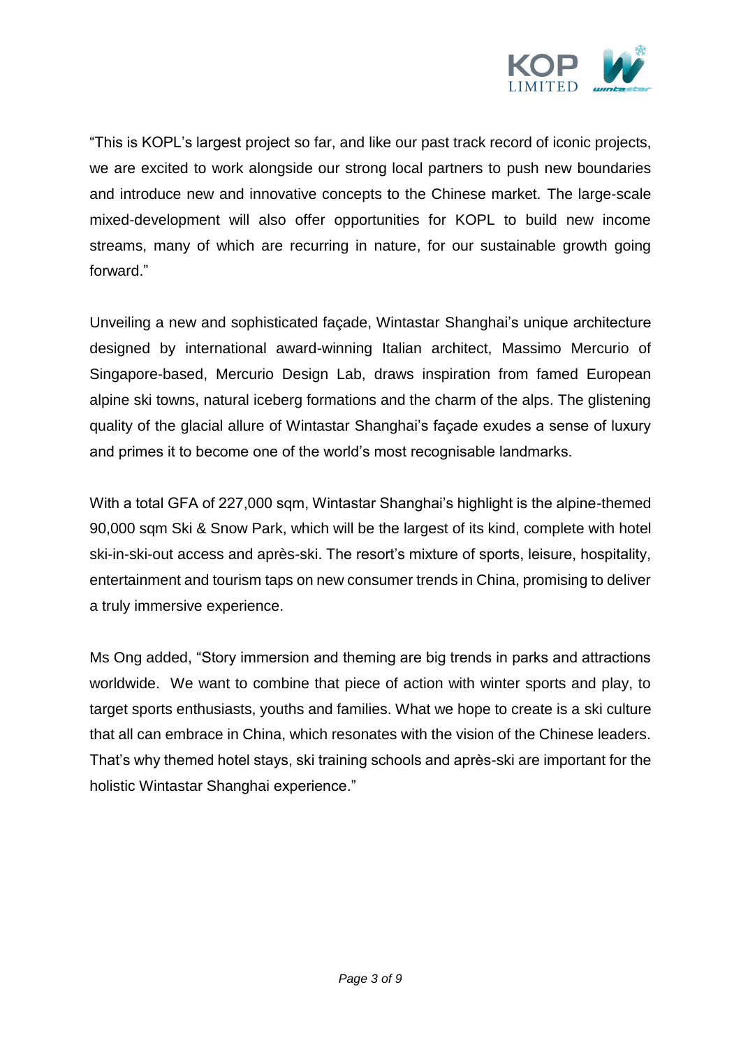"This is KOPL's largest project so far, and like our past track record of iconic projects, we are excited to work alongside our strong local partners to push new boundaries and introduce new and innovative concepts to the Chinese market. The large-scale mixed-development will also offer opportunities for KOPL to build new income streams, many of which are recurring in nature, for our sustainable growth going forward."

Unveiling a new and sophisticated façade, Wintastar Shanghai's unique architecture designed by international award-winning Italian architect, Massimo Mercurio of Singapore-based, Mercurio Design Lab, draws inspiration from famed European alpine ski towns, natural iceberg formations and the charm of the alps. The glistening quality of the glacial allure of Wintastar Shanghai's façade exudes a sense of luxury and primes it to become one of the world's most recognisable landmarks.

With a total GFA of 227,000 sqm, Wintastar Shanghai's highlight is the alpine-themed 90,000 sqm Ski & Snow Park, which will be the largest of its kind, complete with hotel ski-in-ski-out access and après-ski. The resort's mixture of sports, leisure, hospitality, entertainment and tourism taps on new consumer trends in China, promising to deliver a truly immersive experience.

Ms Ong added, "Story immersion and theming are big trends in parks and attractions worldwide. We want to combine that piece of action with winter sports and play, to target sports enthusiasts, youths and families. What we hope to create is a ski culture that all can embrace in China, which resonates with the vision of the Chinese leaders. That's why themed hotel stays, ski training schools and après-ski are important for the holistic Wintastar Shanghai experience."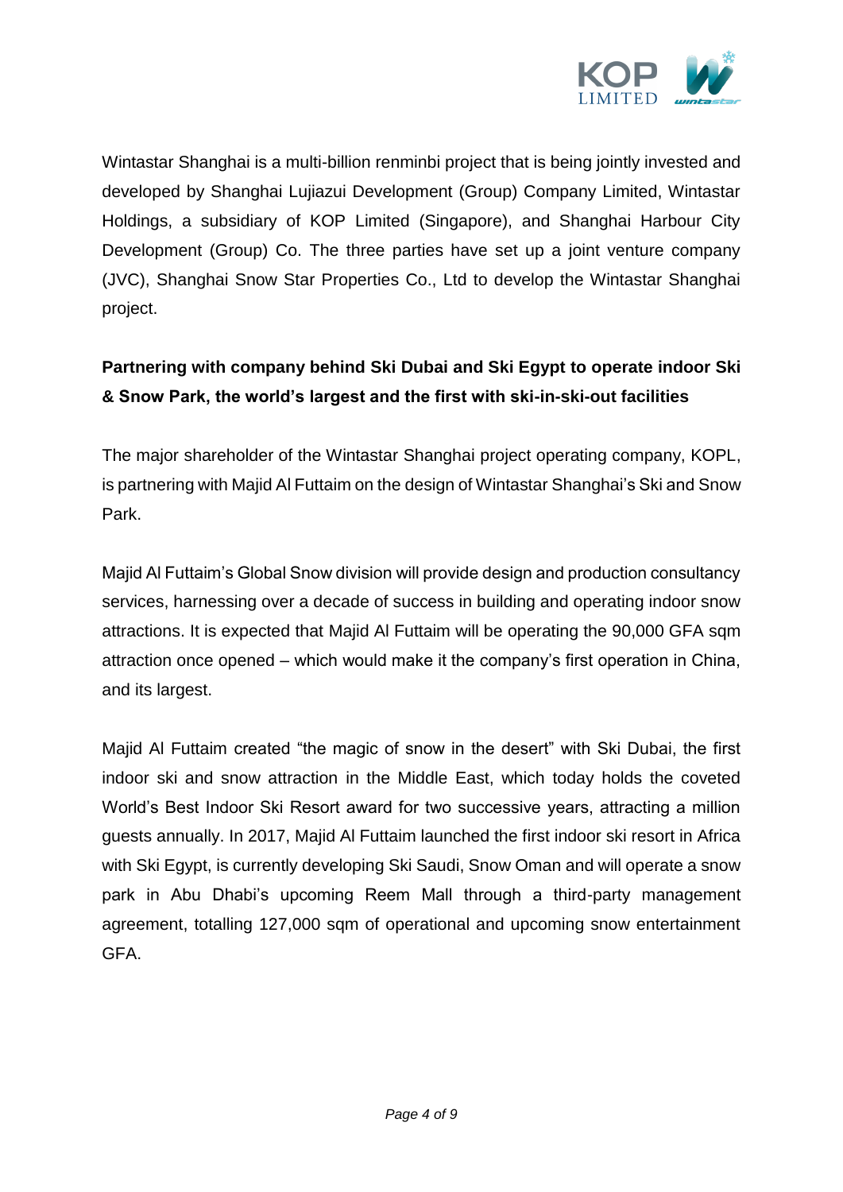Wintastar Shanghai is a multi-billion renminbi project that is being jointly invested and developed by Shanghai Lujiazui Development (Group) Company Limited, Wintastar Holdings, a subsidiary of KOP Limited (Singapore), and Shanghai Harbour City Development (Group) Co. The three parties have set up a joint venture company (JVC), Shanghai Snow Star Properties Co., Ltd to develop the Wintastar Shanghai project.

**Partnering with company behind Ski Dubai and Ski Egypt to operate indoor Ski & Snow Park, the world's largest and the first with ski-in-ski-out facilities**

The major shareholder of the Wintastar Shanghai project operating company, KOPL, is partnering with Majid Al Futtaim on the design of Wintastar Shanghai's Ski and Snow Park.

Majid Al Futtaim's Global Snow division will provide design and production consultancy services, harnessing over a decade of success in building and operating indoor snow attractions. It is expected that Majid Al Futtaim will be operating the 90,000 GFA sqm attraction once opened – which would make it the company's first operation in China, and its largest.

Majid Al Futtaim created "the magic of snow in the desert" with Ski Dubai, the first indoor ski and snow attraction in the Middle East, which today holds the coveted World's Best Indoor Ski Resort award for two successive years, attracting a million guests annually. In 2017, Majid Al Futtaim launched the first indoor ski resort in Africa with Ski Egypt, is currently developing Ski Saudi, Snow Oman and will operate a snow park in Abu Dhabi's upcoming Reem Mall through a third-party management agreement, totalling 127,000 sqm of operational and upcoming snow entertainment GFA.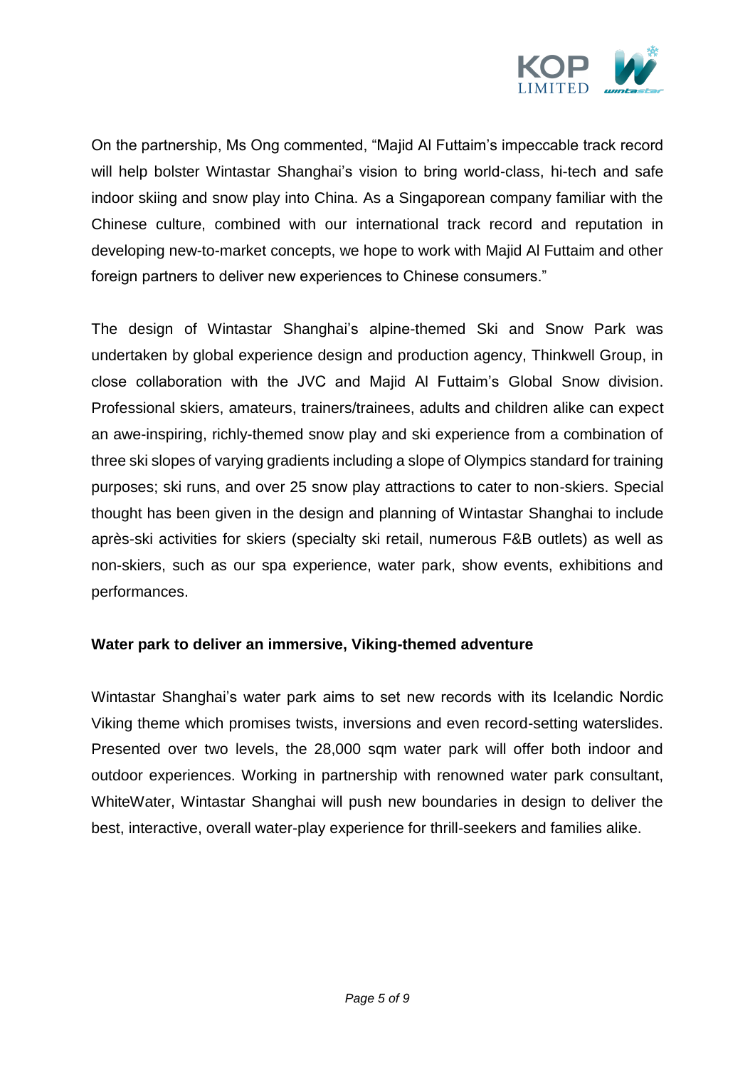On the partnership, Ms Ong commented, "Majid Al Futtaim's impeccable track record will help bolster Wintastar Shanghai's vision to bring world-class, hi-tech and safe indoor skiing and snow play into China. As a Singaporean company familiar with the Chinese culture, combined with our international track record and reputation in developing new-to-market concepts, we hope to work with Majid Al Futtaim and other foreign partners to deliver new experiences to Chinese consumers."

The design of Wintastar Shanghai's alpine-themed Ski and Snow Park was undertaken by global experience design and production agency, Thinkwell Group, in close collaboration with the JVC and Majid Al Futtaim's Global Snow division. Professional skiers, amateurs, trainers/trainees, adults and children alike can expect an awe-inspiring, richly-themed snow play and ski experience from a combination of three ski slopes of varying gradients including a slope of Olympics standard for training purposes; ski runs, and over 25 snow play attractions to cater to non-skiers. Special thought has been given in the design and planning of Wintastar Shanghai to include après-ski activities for skiers (specialty ski retail, numerous F&B outlets) as well as non-skiers, such as our spa experience, water park, show events, exhibitions and performances.

**Water park to deliver an immersive, Viking-themed adventure**

Wintastar Shanghai's water park aims to set new records with its Icelandic Nordic Viking theme which promises twists, inversions and even record-setting waterslides. Presented over two levels, the 28,000 sqm water park will offer both indoor and outdoor experiences. Working in partnership with renowned water park consultant, WhiteWater, Wintastar Shanghai will push new boundaries in design to deliver the best, interactive, overall water-play experience for thrill-seekers and families alike.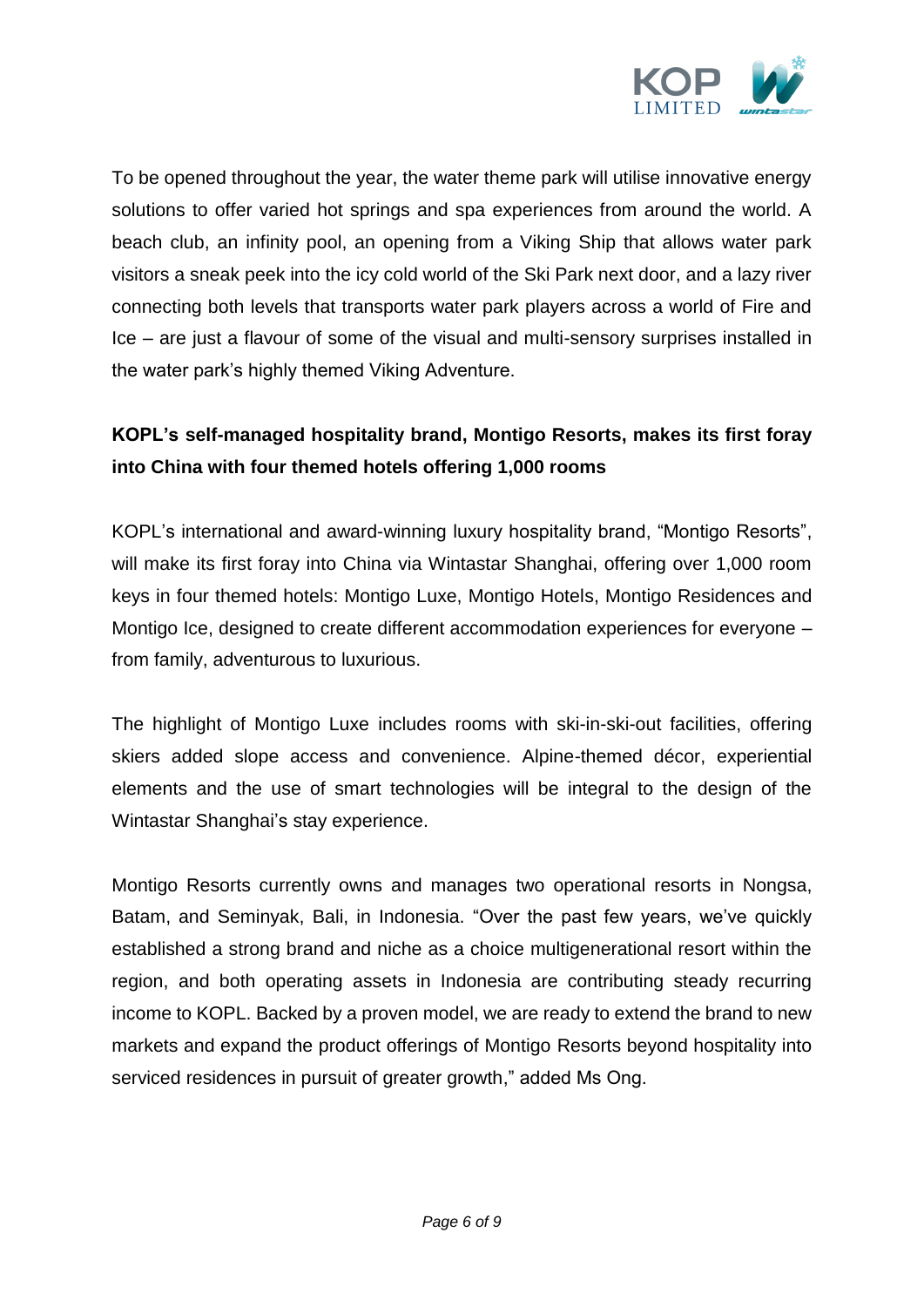To be opened throughout the year, the water theme park will utilise innovative energy solutions to offer varied hot springs and spa experiences from around the world. A beach club, an infinity pool, an opening from a Viking Ship that allows water park visitors a sneak peek into the icy cold world of the Ski Park next door, and a lazy river connecting both levels that transports water park players across a world of Fire and Ice – are just a flavour of some of the visual and multi-sensory surprises installed in the water park's highly themed Viking Adventure.

**KOPL's self-managed hospitality brand, Montigo Resorts, makes its first foray into China with four themed hotels offering 1,000 rooms**

KOPL's international and award-winning luxury hospitality brand, "Montigo Resorts", will make its first foray into China via Wintastar Shanghai, offering over 1,000 room keys in four themed hotels: Montigo Luxe, Montigo Hotels, Montigo Residences and Montigo Ice, designed to create different accommodation experiences for everyone – from family, adventurous to luxurious.

The highlight of Montigo Luxe includes rooms with ski-in-ski-out facilities, offering skiers added slope access and convenience. Alpine-themed décor, experiential elements and the use of smart technologies will be integral to the design of the Wintastar Shanghai's stay experience.

Montigo Resorts currently owns and manages two operational resorts in Nongsa, Batam, and Seminyak, Bali, in Indonesia. "Over the past few years, we've quickly established a strong brand and niche as a choice multigenerational resort within the region, and both operating assets in Indonesia are contributing steady recurring income to KOPL. Backed by a proven model, we are ready to extend the brand to new markets and expand the product offerings of Montigo Resorts beyond hospitality into serviced residences in pursuit of greater growth," added Ms Ong.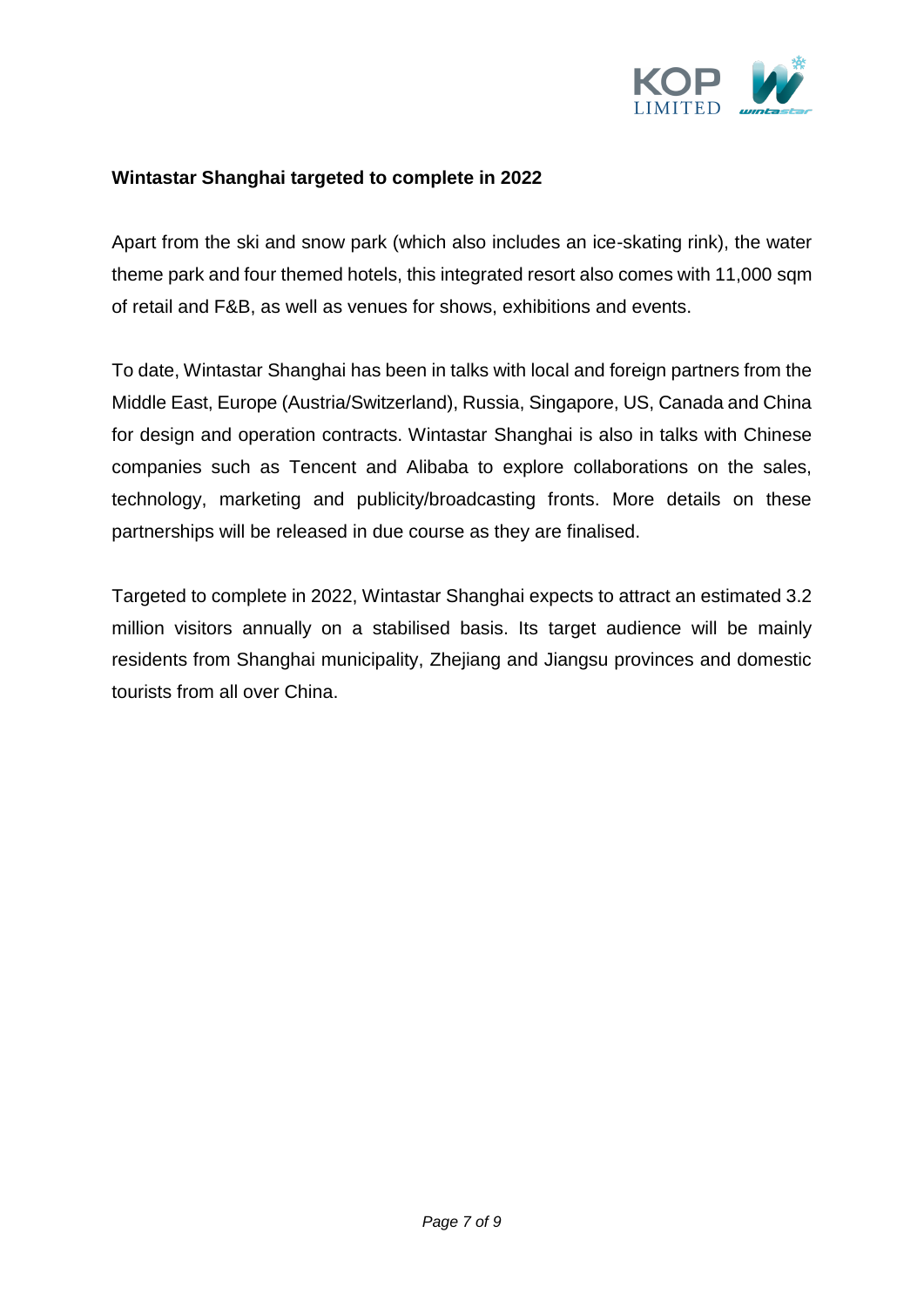**Wintastar Shanghai targeted to complete in 2022**

Apart from the ski and snow park (which also includes an ice-skating rink), the water theme park and four themed hotels, this integrated resort also comes with 11,000 sqm of retail and F&B, as well as venues for shows, exhibitions and events.

To date, Wintastar Shanghai has been in talks with local and foreign partners from the Middle East, Europe (Austria/Switzerland), Russia, Singapore, US, Canada and China for design and operation contracts. Wintastar Shanghai is also in talks with Chinese companies such as Tencent and Alibaba to explore collaborations on the sales, technology, marketing and publicity/broadcasting fronts. More details on these partnerships will be released in due course as they are finalised.

Targeted to complete in 2022, Wintastar Shanghai expects to attract an estimated 3.2 million visitors annually on a stabilised basis. Its target audience will be mainly residents from Shanghai municipality, Zhejiang and Jiangsu provinces and domestic tourists from all over China.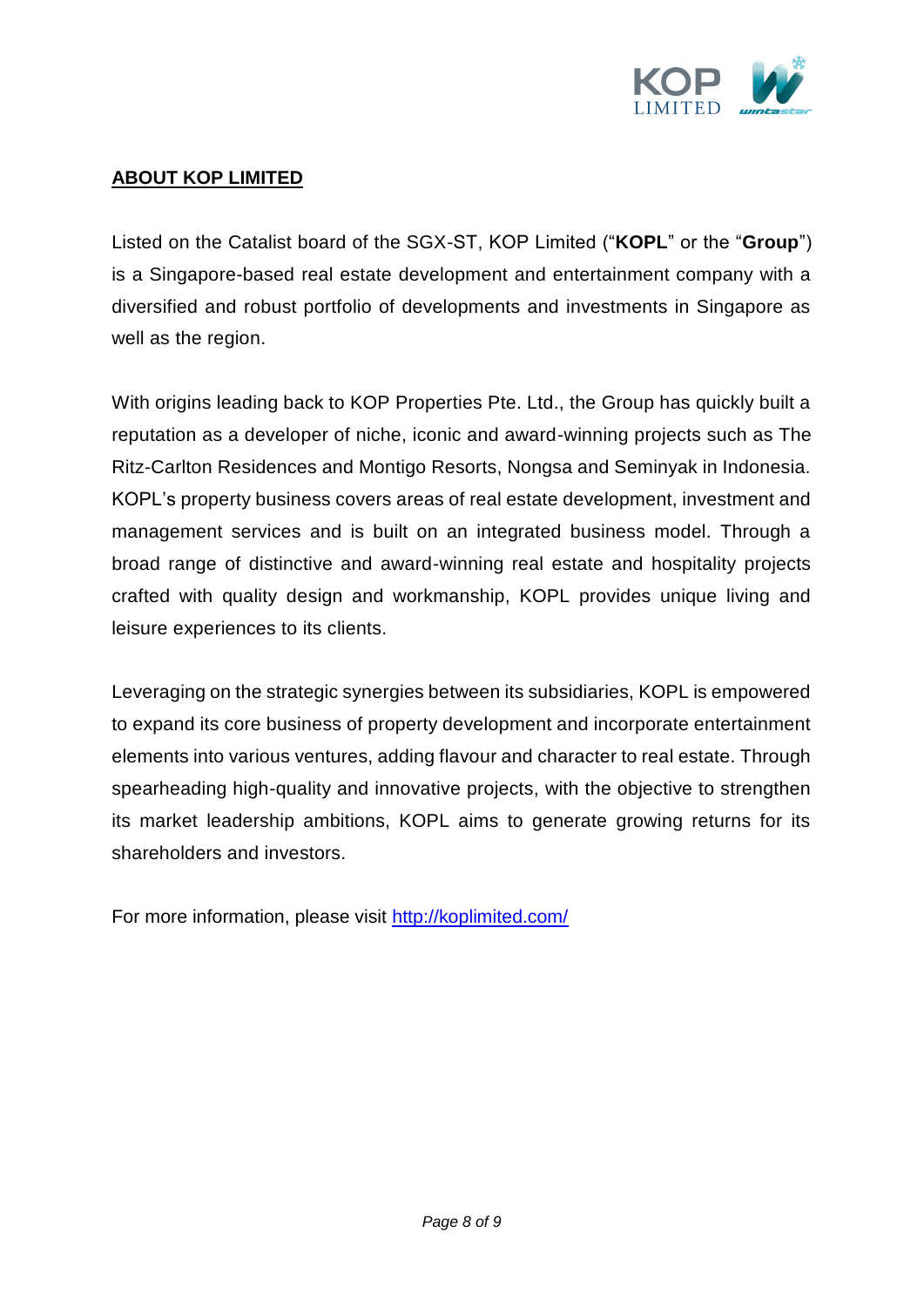## ABOUT KOP LIMITED

Listed on the Catalist board of the SGX-ST, KOP Limited ("**KOPL**" or the "**Group**") is a Singapore-based real estate development and entertainment company with a diversified and robust portfolio of developments and investments in Singapore as well as the region.

With origins leading back to KOP Properties Pte. Ltd., the Group has quickly built a reputation as a developer of niche, iconic and award-winning projects such as The Ritz-Carlton Residences and Montigo Resorts, Nongsa and Seminyak in Indonesia. KOPL's property business covers areas of real estate development, investment and management services and is built on an integrated business model. Through a broad range of distinctive and award-winning real estate and hospitality projects crafted with quality design and workmanship, KOPL provides unique living and leisure experiences to its clients.

Leveraging on the strategic synergies between its subsidiaries, KOPL is empowered to expand its core business of property development and incorporate entertainment elements into various ventures, adding flavour and character to real estate. Through spearheading high-quality and innovative projects, with the objective to strengthen its market leadership ambitions, KOPL aims to generate growing returns for its shareholders and investors.

For more information, please visit [http://koplimited.com/](http://koplimited.com/)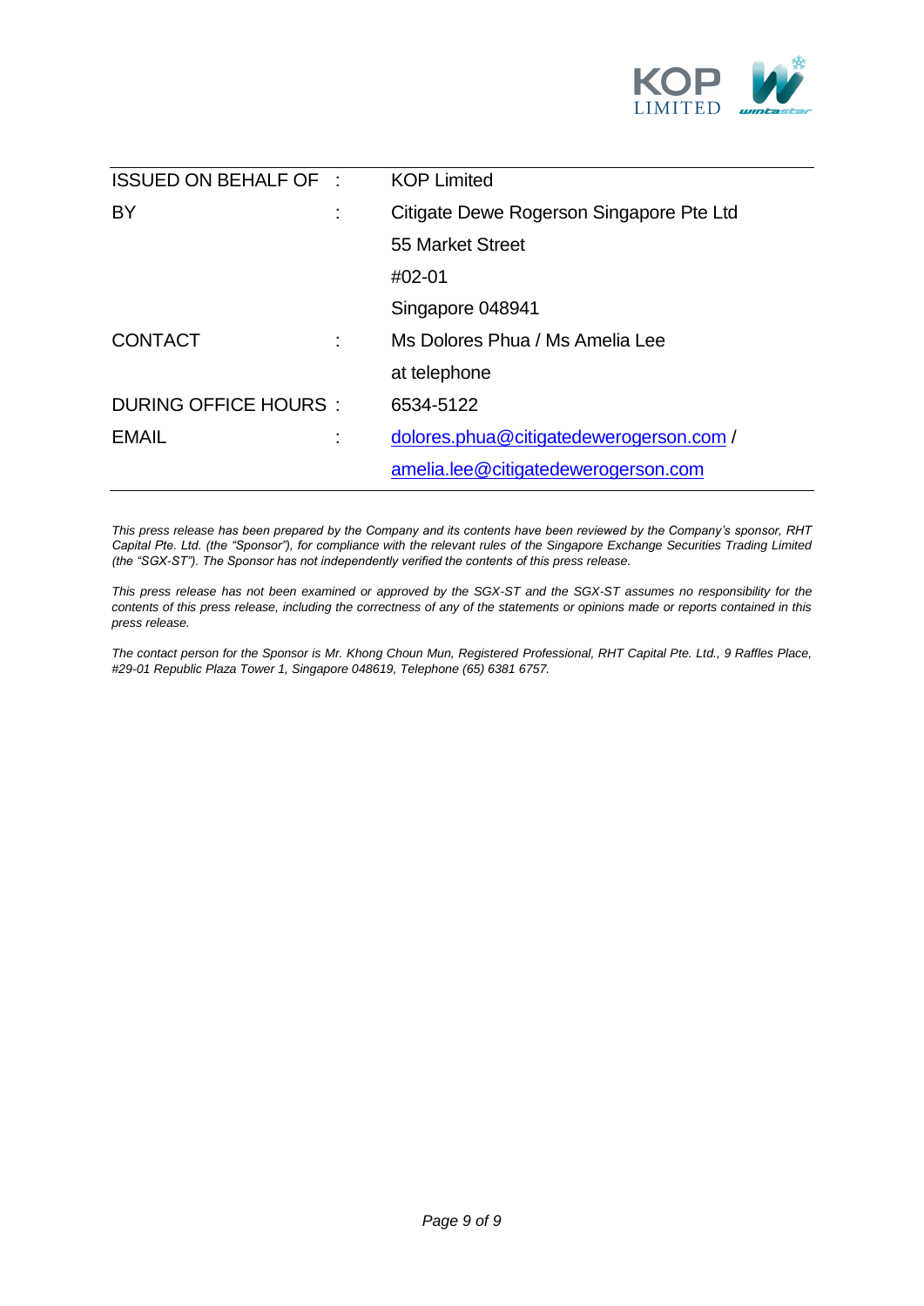| | | |
|---|---|---|
| ISSUED ON BEHALF OF | : | KOP Limited |
| BY | : | Citigate Dewe Rogerson Singapore Pte Ltd |
| | | 55 Market Street |
| | | #02-01 |
| | | Singapore 048941 |
| CONTACT | : | Ms Dolores Phua / Ms Amelia Lee |
| | | at telephone |
| DURING OFFICE HOURS | : | 6534-5122 |
| EMAIL | : | dolores.phua@citigatedewerogerson.com / |
| | | amelia.lee@citigatedewerogerson.com |

*This press release has been prepared by the Company and its contents have been reviewed by the Company's sponsor, RHT Capital Pte. Ltd. (the "Sponsor"), for compliance with the relevant rules of the Singapore Exchange Securities Trading Limited (the "SGX-ST"). The Sponsor has not independently verified the contents of this press release.*

*This press release has not been examined or approved by the SGX-ST and the SGX-ST assumes no responsibility for the contents of this press release, including the correctness of any of the statements or opinions made or reports contained in this press release.*

*The contact person for the Sponsor is Mr. Khong Choun Mun, Registered Professional, RHT Capital Pte. Ltd., 9 Raffles Place, #29-01 Republic Plaza Tower 1, Singapore 048619, Telephone (65) 6381 6757.*